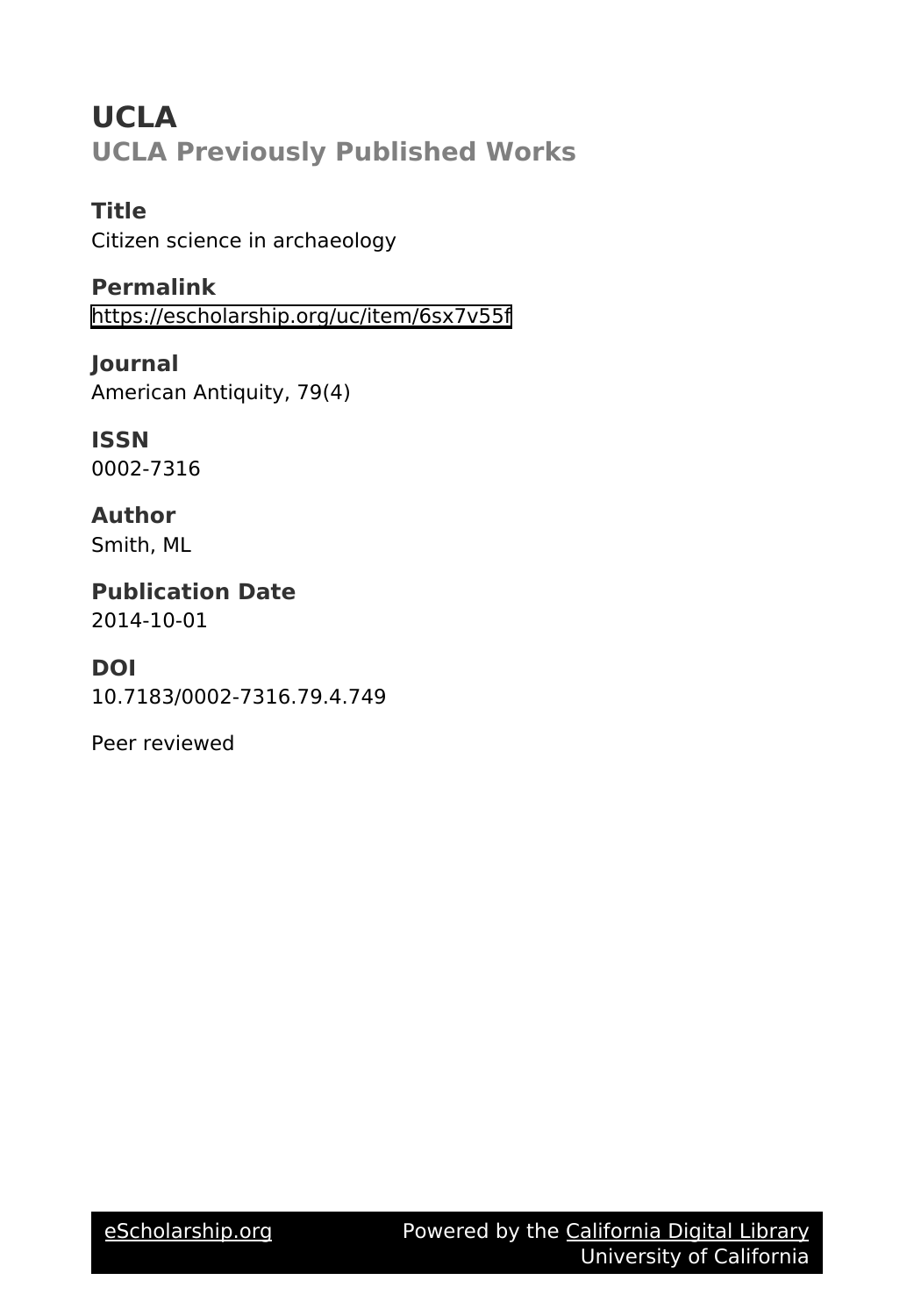# UCLA

## UCLA Previously Published Works

### Title

Citizen science in archaeology

### Permalink

https://escholarship.org/uc/item/6sx7v55f

### Journal

American Antiquity, 79(4)

### ISSN

0002-7316

### Author

Smith, ML

### Publication Date

2014-10-01

### DOI

10.7183/0002-7316.79.4.749

Peer reviewed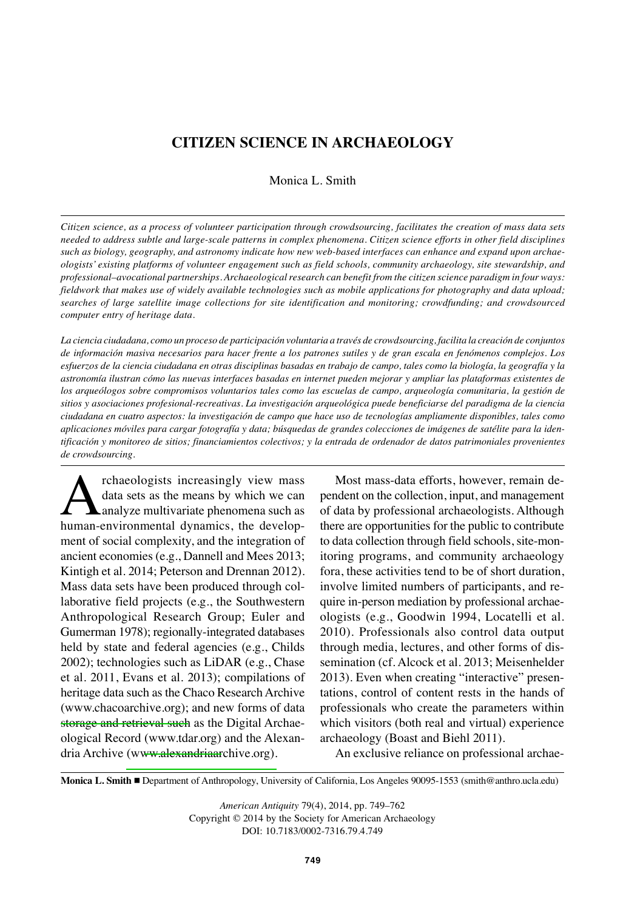# CITIZEN SCIENCE IN ARCHAEOLOGY

Monica L. Smith

*Citizen science, as a process of volunteer participation through crowdsourcing, facilitates the creation of mass data sets needed to address subtle and large-scale patterns in complex phenomena. Citizen science efforts in other field disciplines such as biology, geography, and astronomy indicate how new web-based interfaces can enhance and expand upon archaeologists' existing platforms of volunteer engagement such as field schools, community archaeology, site stewardship, and professional–avocational partnerships. Archaeological research can benefit from the citizen science paradigm in four ways: fieldwork that makes use of widely available technologies such as mobile applications for photography and data upload; searches of large satellite image collections for site identification and monitoring; crowdfunding; and crowdsourced computer entry of heritage data.*

*La ciencia ciudadana, como un proceso de participación voluntaria a través de crowdsourcing, facilita la creación de conjuntos de información masiva necesarios para hacer frente a los patrones sutiles y de gran escala en fenómenos complejos. Los esfuerzos de la ciencia ciudadana en otras disciplinas basadas en trabajo de campo, tales como la biología, la geografía y la astronomía ilustran cómo las nuevas interfaces basadas en internet pueden mejorar y ampliar las plataformas existentes de los arqueólogos sobre compromisos voluntarios tales como las escuelas de campo, arqueología comunitaria, la gestión de sitios y asociaciones profesional-recreativas. La investigación arqueológica puede beneficiarse del paradigma de la ciencia ciudadana en cuatro aspectos: la investigación de campo que hace uso de tecnologías ampliamente disponibles, tales como aplicaciones móviles para cargar fotografía y data; búsquedas de grandes colecciones de imágenes de satélite para la identificación y monitoreo de sitios; financiamientos colectivos; y la entrada de ordenador de datos patrimoniales provenientes de crowdsourcing.*

Archaeologists increasingly view mass data sets as the means by which we can analyze multivariate phenomena such as human-environmental dynamics, the development of social complexity, and the integration of ancient economies (e.g., Dannell and Mees 2013; Kintigh et al. 2014; Peterson and Drennan 2012). Mass data sets have been produced through collaborative field projects (e.g., the Southwestern Anthropological Research Group; Euler and Gumerman 1978); regionally-integrated databases held by state and federal agencies (e.g., Childs 2002); technologies such as LiDAR (e.g., Chase et al. 2011, Evans et al. 2013); compilations of heritage data such as the Chaco Research Archive (www.chacoarchive.org); and new forms of data storage and retrieval such as the Digital Archaeological Record (www.tdar.org) and the Alexandria Archive (www.alexandriaarchive.org).

Most mass-data efforts, however, remain dependent on the collection, input, and management of data by professional archaeologists. Although there are opportunities for the public to contribute to data collection through field schools, site-monitoring programs, and community archaeology fora, these activities tend to be of short duration, involve limited numbers of participants, and require in-person mediation by professional archaeologists (e.g., Goodwin 1994, Locatelli et al. 2010). Professionals also control data output through media, lectures, and other forms of dissemination (cf. Alcock et al. 2013; Meisenhelder 2013). Even when creating "interactive" presentations, control of content rests in the hands of professionals who create the parameters within which visitors (both real and virtual) experience archaeology (Boast and Biehl 2011).

An exclusive reliance on professional archae-

**Monica L. Smith** ■ Department of Anthropology, University of California, Los Angeles 90095-1553 (smith@anthro.ucla.edu)

Copyright © 2014 by the Society for American Archaeology
DOI: 10.7183/0002-7316.79.4.749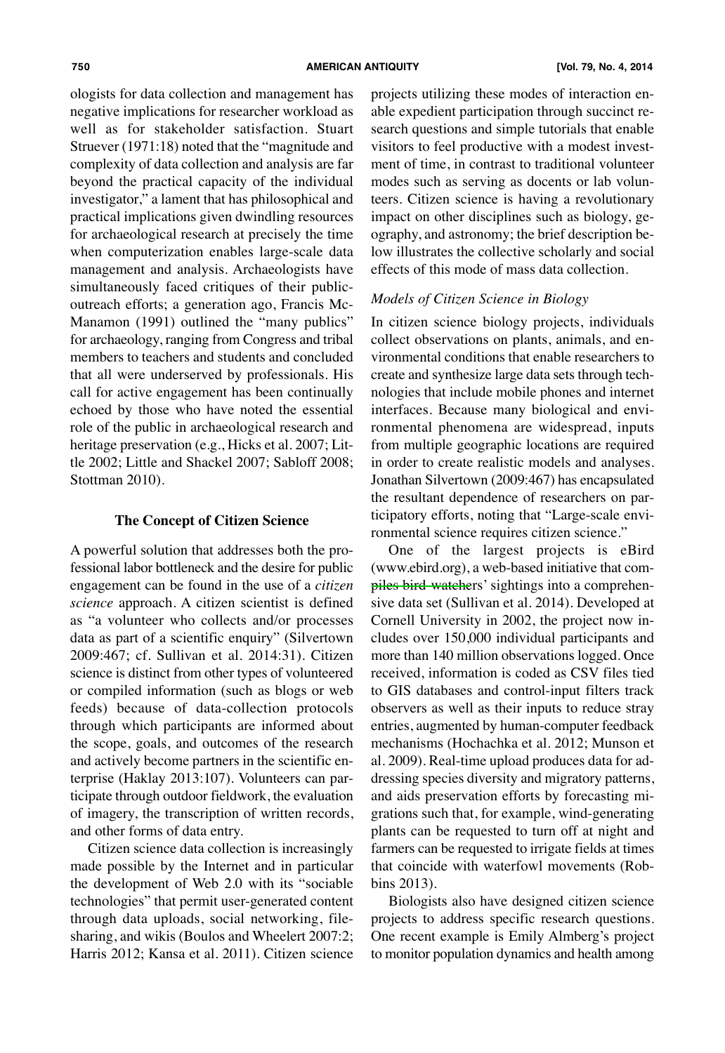ologists for data collection and management has negative implications for researcher workload as well as for stakeholder satisfaction. Stuart Struever (1971:18) noted that the "magnitude and complexity of data collection and analysis are far beyond the practical capacity of the individual investigator," a lament that has philosophical and practical implications given dwindling resources for archaeological research at precisely the time when computerization enables large-scale data management and analysis. Archaeologists have simultaneously faced critiques of their public-outreach efforts; a generation ago, Francis McManamon (1991) outlined the "many publics" for archaeology, ranging from Congress and tribal members to teachers and students and concluded that all were underserved by professionals. His call for active engagement has been continually echoed by those who have noted the essential role of the public in archaeological research and heritage preservation (e.g., Hicks et al. 2007; Little 2002; Little and Shackel 2007; Sabloff 2008; Stottman 2010).

## The Concept of Citizen Science

A powerful solution that addresses both the professional labor bottleneck and the desire for public engagement can be found in the use of a *citizen science* approach. A citizen scientist is defined as "a volunteer who collects and/or processes data as part of a scientific enquiry" (Silvertown 2009:467; cf. Sullivan et al. 2014:31). Citizen science is distinct from other types of volunteered or compiled information (such as blogs or web feeds) because of data-collection protocols through which participants are informed about the scope, goals, and outcomes of the research and actively become partners in the scientific enterprise (Haklay 2013:107). Volunteers can participate through outdoor fieldwork, the evaluation of imagery, the transcription of written records, and other forms of data entry.

Citizen science data collection is increasingly made possible by the Internet and in particular the development of Web 2.0 with its "sociable technologies" that permit user-generated content through data uploads, social networking, file-sharing, and wikis (Boulos and Wheelert 2007:2; Harris 2012; Kansa et al. 2011). Citizen science projects utilizing these modes of interaction enable expedient participation through succinct research questions and simple tutorials that enable visitors to feel productive with a modest investment of time, in contrast to traditional volunteer modes such as serving as docents or lab volunteers. Citizen science is having a revolutionary impact on other disciplines such as biology, geography, and astronomy; the brief description below illustrates the collective scholarly and social effects of this mode of mass data collection.

### *Models of Citizen Science in Biology*

In citizen science biology projects, individuals collect observations on plants, animals, and environmental conditions that enable researchers to create and synthesize large data sets through technologies that include mobile phones and internet interfaces. Because many biological and environmental phenomena are widespread, inputs from multiple geographic locations are required in order to create realistic models and analyses. Jonathan Silvertown (2009:467) has encapsulated the resultant dependence of researchers on participatory efforts, noting that "Large-scale environmental science requires citizen science."

One of the largest projects is eBird (www.ebird.org), a web-based initiative that compiles bird watchers' sightings into a comprehensive data set (Sullivan et al. 2014). Developed at Cornell University in 2002, the project now includes over 150,000 individual participants and more than 140 million observations logged. Once received, information is coded as CSV files tied to GIS databases and control-input filters track observers as well as their inputs to reduce stray entries, augmented by human-computer feedback mechanisms (Hochachka et al. 2012; Munson et al. 2009). Real-time upload produces data for addressing species diversity and migratory patterns, and aids preservation efforts by forecasting migrations such that, for example, wind-generating plants can be requested to turn off at night and farmers can be requested to irrigate fields at times that coincide with waterfowl movements (Robbins 2013).

Biologists also have designed citizen science projects to address specific research questions. One recent example is Emily Almberg's project to monitor population dynamics and health among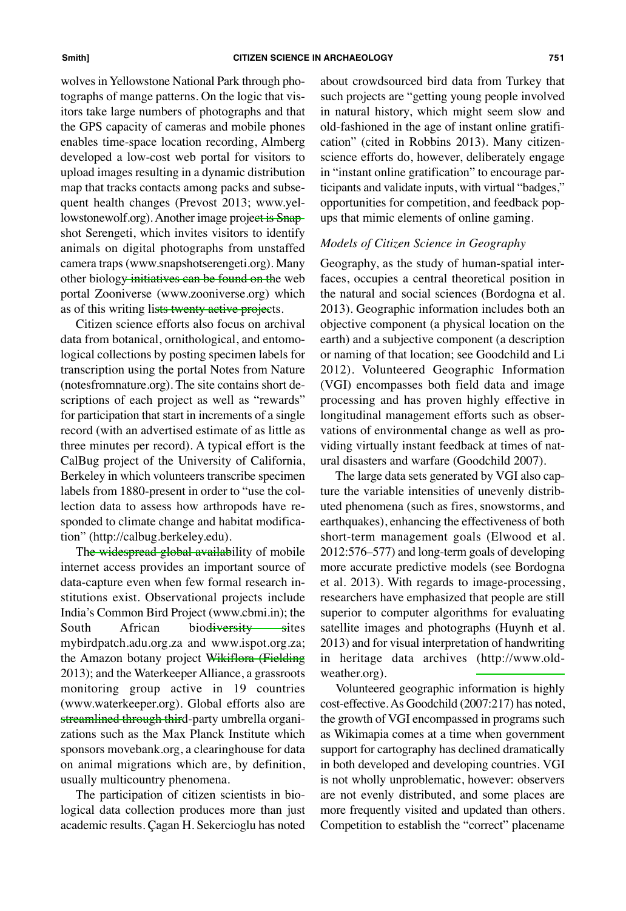wolves in Yellowstone National Park through photographs of mange patterns. On the logic that visitors take large numbers of photographs and that the GPS capacity of cameras and mobile phones enables time-space location recording, Almberg developed a low-cost web portal for visitors to upload images resulting in a dynamic distribution map that tracks contacts among packs and subsequent health changes (Prevost 2013; www.yellowstonewolf.org). Another image project is Snapshot Serengeti, which invites visitors to identify animals on digital photographs from unstaffed camera traps (www.snapshotserengeti.org). Many other biology initiatives can be found on the web portal Zooniverse (www.zooniverse.org) which as of this writing lists twenty active projects.

Citizen science efforts also focus on archival data from botanical, ornithological, and entomological collections by posting specimen labels for transcription using the portal Notes from Nature (notesfromnature.org). The site contains short descriptions of each project as well as "rewards" for participation that start in increments of a single record (with an advertised estimate of as little as three minutes per record). A typical effort is the CalBug project of the University of California, Berkeley in which volunteers transcribe specimen labels from 1880-present in order to "use the collection data to assess how arthropods have responded to climate change and habitat modification" (http://calbug.berkeley.edu).

The widespread global availability of mobile internet access provides an important source of data-capture even when few formal research institutions exist. Observational projects include India's Common Bird Project (www.cbmi.in); the South African biodiversity sites mybirdpatch.adu.org.za and www.ispot.org.za; the Amazon botany project Wikiflora (Fielding 2013); and the Waterkeeper Alliance, a grassroots monitoring group active in 19 countries (www.waterkeeper.org). Global efforts also are streamlined through third-party umbrella organizations such as the Max Planck Institute which sponsors movebank.org, a clearinghouse for data on animal migrations which are, by definition, usually multicountry phenomena.

The participation of citizen scientists in biological data collection produces more than just academic results. Çagan H. Sekercioglu has noted about crowdsourced bird data from Turkey that such projects are "getting young people involved in natural history, which might seem slow and old-fashioned in the age of instant online gratification" (cited in Robbins 2013). Many citizen-science efforts do, however, deliberately engage in "instant online gratification" to encourage participants and validate inputs, with virtual "badges," opportunities for competition, and feedback pop-ups that mimic elements of online gaming.

### *Models of Citizen Science in Geography*

Geography, as the study of human-spatial interfaces, occupies a central theoretical position in the natural and social sciences (Bordogna et al. 2013). Geographic information includes both an objective component (a physical location on the earth) and a subjective component (a description or naming of that location; see Goodchild and Li 2012). Volunteered Geographic Information (VGI) encompasses both field data and image processing and has proven highly effective in longitudinal management efforts such as observations of environmental change as well as providing virtually instant feedback at times of natural disasters and warfare (Goodchild 2007).

The large data sets generated by VGI also capture the variable intensities of unevenly distributed phenomena (such as fires, snowstorms, and earthquakes), enhancing the effectiveness of both short-term management goals (Elwood et al. 2012:576–577) and long-term goals of developing more accurate predictive models (see Bordogna et al. 2013). With regards to image-processing, researchers have emphasized that people are still superior to computer algorithms for evaluating satellite images and photographs (Huynh et al. 2013) and for visual interpretation of handwriting in heritage data archives (http://www.oldweather.org).

Volunteered geographic information is highly cost-effective. As Goodchild (2007:217) has noted, the growth of VGI encompassed in programs such as Wikimapia comes at a time when government support for cartography has declined dramatically in both developed and developing countries. VGI is not wholly unproblematic, however: observers are not evenly distributed, and some places are more frequently visited and updated than others. Competition to establish the "correct" placename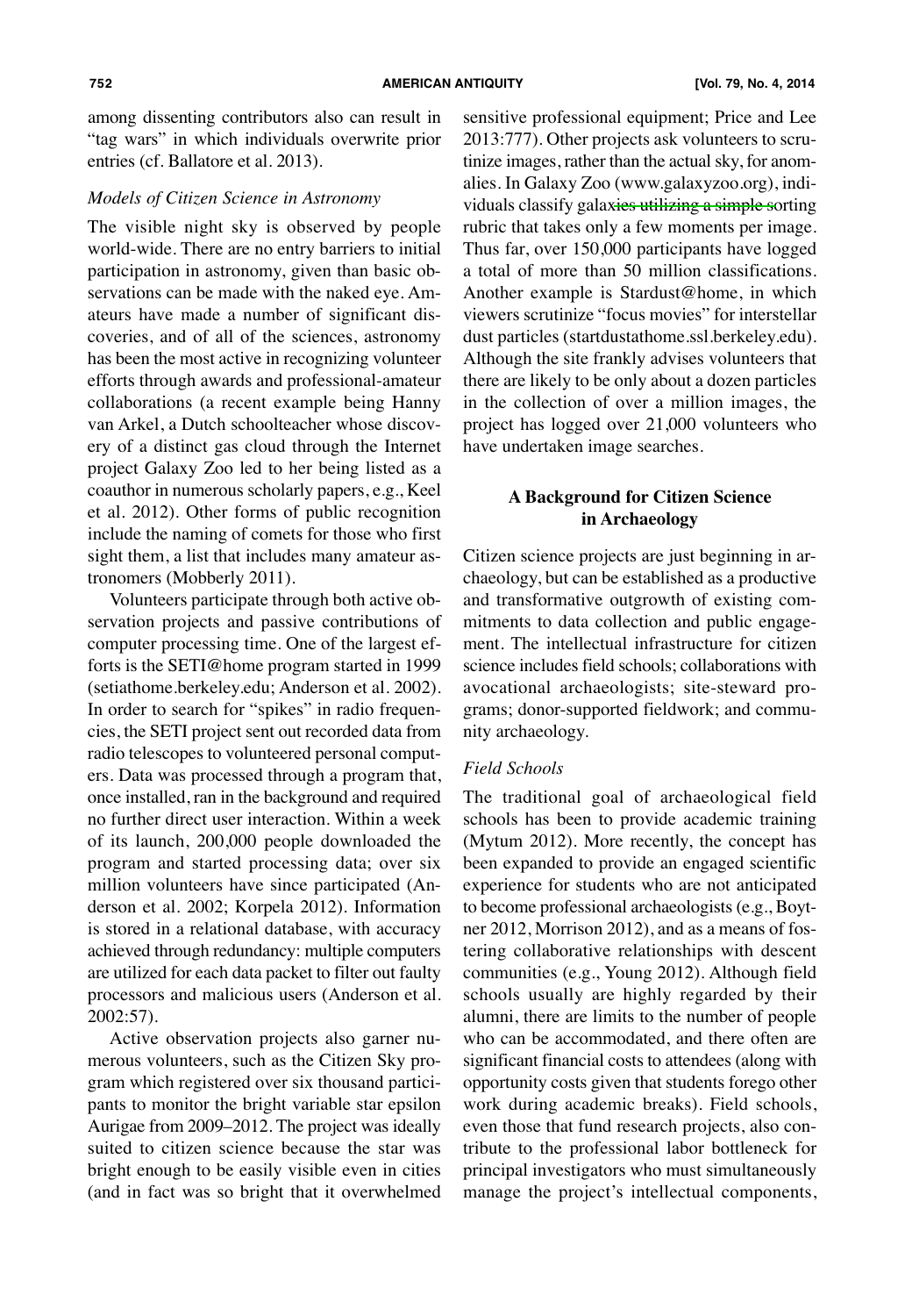among dissenting contributors also can result in "tag wars" in which individuals overwrite prior entries (cf. Ballatore et al. 2013).

### *Models of Citizen Science in Astronomy*

The visible night sky is observed by people world-wide. There are no entry barriers to initial participation in astronomy, given than basic observations can be made with the naked eye. Amateurs have made a number of significant discoveries, and of all of the sciences, astronomy has been the most active in recognizing volunteer efforts through awards and professional-amateur collaborations (a recent example being Hanny van Arkel, a Dutch schoolteacher whose discovery of a distinct gas cloud through the Internet project Galaxy Zoo led to her being listed as a coauthor in numerous scholarly papers, e.g., Keel et al. 2012). Other forms of public recognition include the naming of comets for those who first sight them, a list that includes many amateur astronomers (Mobberly 2011).

Volunteers participate through both active observation projects and passive contributions of computer processing time. One of the largest efforts is the SETI@home program started in 1999 (setiathome.berkeley.edu; Anderson et al. 2002). In order to search for "spikes" in radio frequencies, the SETI project sent out recorded data from radio telescopes to volunteered personal computers. Data was processed through a program that, once installed, ran in the background and required no further direct user interaction. Within a week of its launch, 200,000 people downloaded the program and started processing data; over six million volunteers have since participated (Anderson et al. 2002; Korpela 2012). Information is stored in a relational database, with accuracy achieved through redundancy: multiple computers are utilized for each data packet to filter out faulty processors and malicious users (Anderson et al. 2002:57).

Active observation projects also garner numerous volunteers, such as the Citizen Sky program which registered over six thousand participants to monitor the bright variable star epsilon Aurigae from 2009–2012. The project was ideally suited to citizen science because the star was bright enough to be easily visible even in cities (and in fact was so bright that it overwhelmed sensitive professional equipment; Price and Lee 2013:777). Other projects ask volunteers to scrutinize images, rather than the actual sky, for anomalies. In Galaxy Zoo (www.galaxyzoo.org), individuals classify galaxies utilizing a simple sorting rubric that takes only a few moments per image. Thus far, over 150,000 participants have logged a total of more than 50 million classifications. Another example is Stardust@home, in which viewers scrutinize "focus movies" for interstellar dust particles (startdustathome.ssl.berkeley.edu). Although the site frankly advises volunteers that there are likely to be only about a dozen particles in the collection of over a million images, the project has logged over 21,000 volunteers who have undertaken image searches.

## A Background for Citizen Science in Archaeology

Citizen science projects are just beginning in archaeology, but can be established as a productive and transformative outgrowth of existing commitments to data collection and public engagement. The intellectual infrastructure for citizen science includes field schools; collaborations with avocational archaeologists; site-steward programs; donor-supported fieldwork; and community archaeology.

### *Field Schools*

The traditional goal of archaeological field schools has been to provide academic training (Mytum 2012). More recently, the concept has been expanded to provide an engaged scientific experience for students who are not anticipated to become professional archaeologists (e.g., Boytner 2012, Morrison 2012), and as a means of fostering collaborative relationships with descent communities (e.g., Young 2012). Although field schools usually are highly regarded by their alumni, there are limits to the number of people who can be accommodated, and there often are significant financial costs to attendees (along with opportunity costs given that students forego other work during academic breaks). Field schools, even those that fund research projects, also contribute to the professional labor bottleneck for principal investigators who must simultaneously manage the project's intellectual components,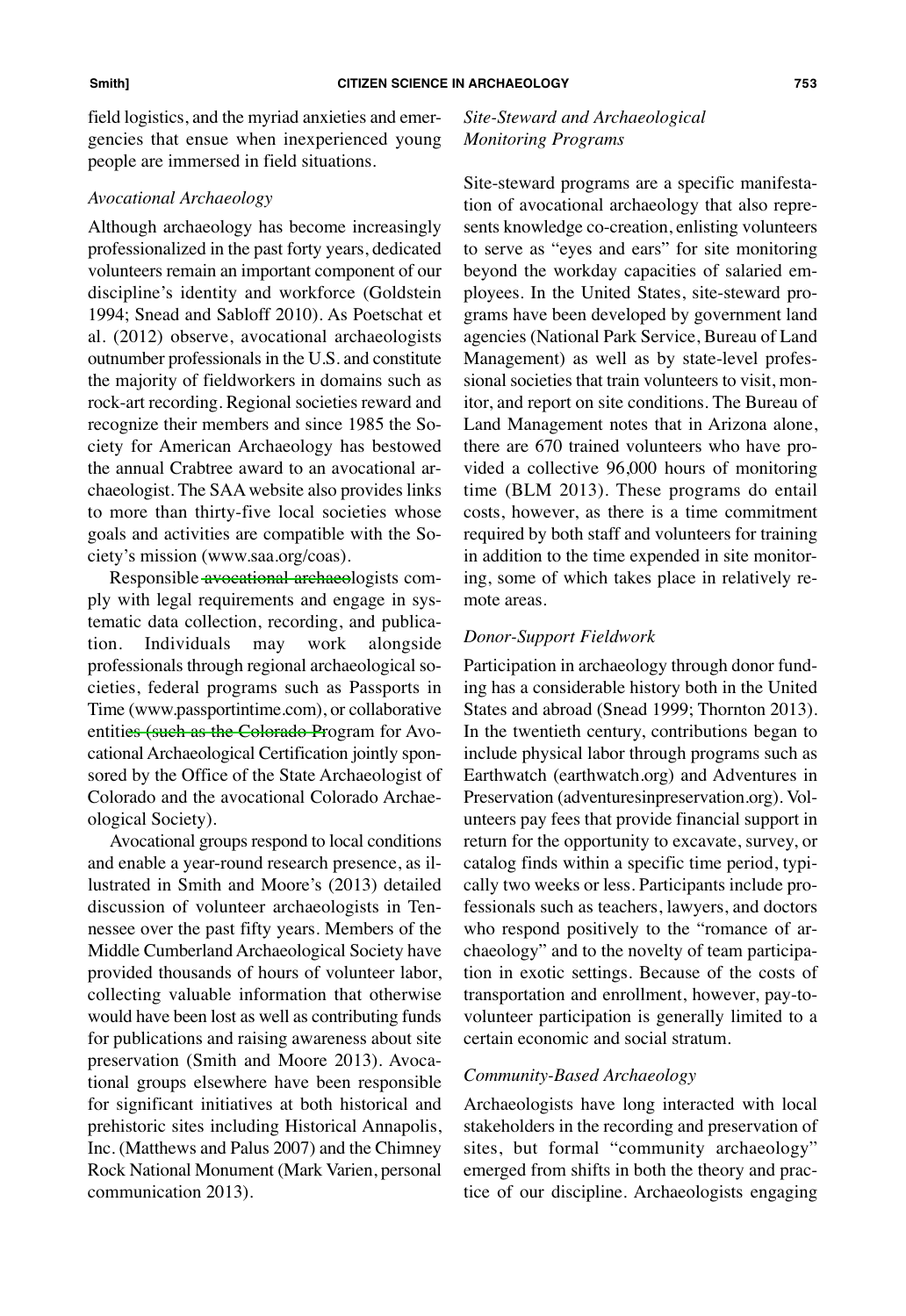field logistics, and the myriad anxieties and emergencies that ensue when inexperienced young people are immersed in field situations.

### *Avocational Archaeology*

Although archaeology has become increasingly professionalized in the past forty years, dedicated volunteers remain an important component of our discipline's identity and workforce (Goldstein 1994; Snead and Sabloff 2010). As Poetschat et al. (2012) observe, avocational archaeologists outnumber professionals in the U.S. and constitute the majority of fieldworkers in domains such as rock-art recording. Regional societies reward and recognize their members and since 1985 the Society for American Archaeology has bestowed the annual Crabtree award to an avocational archaeologist. The SAA website also provides links to more than thirty-five local societies whose goals and activities are compatible with the Society's mission (www.saa.org/coas).

Responsible avocational archaeologists comply with legal requirements and engage in systematic data collection, recording, and publication. Individuals may work alongside professionals through regional archaeological societies, federal programs such as Passports in Time (www.passportintime.com), or collaborative entities (such as the Colorado Program for Avocational Archaeological Certification jointly sponsored by the Office of the State Archaeologist of Colorado and the avocational Colorado Archaeological Society).

Avocational groups respond to local conditions and enable a year-round research presence, as illustrated in Smith and Moore's (2013) detailed discussion of volunteer archaeologists in Tennessee over the past fifty years. Members of the Middle Cumberland Archaeological Society have provided thousands of hours of volunteer labor, collecting valuable information that otherwise would have been lost as well as contributing funds for publications and raising awareness about site preservation (Smith and Moore 2013). Avocational groups elsewhere have been responsible for significant initiatives at both historical and prehistoric sites including Historical Annapolis, Inc. (Matthews and Palus 2007) and the Chimney Rock National Monument (Mark Varien, personal communication 2013).

### *Site-Steward and Archaeological Monitoring Programs*

Site-steward programs are a specific manifestation of avocational archaeology that also represents knowledge co-creation, enlisting volunteers to serve as "eyes and ears" for site monitoring beyond the workday capacities of salaried employees. In the United States, site-steward programs have been developed by government land agencies (National Park Service, Bureau of Land Management) as well as by state-level professional societies that train volunteers to visit, monitor, and report on site conditions. The Bureau of Land Management notes that in Arizona alone, there are 670 trained volunteers who have provided a collective 96,000 hours of monitoring time (BLM 2013). These programs do entail costs, however, as there is a time commitment required by both staff and volunteers for training in addition to the time expended in site monitoring, some of which takes place in relatively remote areas.

### *Donor-Support Fieldwork*

Participation in archaeology through donor funding has a considerable history both in the United States and abroad (Snead 1999; Thornton 2013). In the twentieth century, contributions began to include physical labor through programs such as Earthwatch (earthwatch.org) and Adventures in Preservation (adventuresinpreservation.org). Volunteers pay fees that provide financial support in return for the opportunity to excavate, survey, or catalog finds within a specific time period, typically two weeks or less. Participants include professionals such as teachers, lawyers, and doctors who respond positively to the "romance of archaeology" and to the novelty of team participation in exotic settings. Because of the costs of transportation and enrollment, however, pay-to-volunteer participation is generally limited to a certain economic and social stratum.

### *Community-Based Archaeology*

Archaeologists have long interacted with local stakeholders in the recording and preservation of sites, but formal "community archaeology" emerged from shifts in both the theory and practice of our discipline. Archaeologists engaging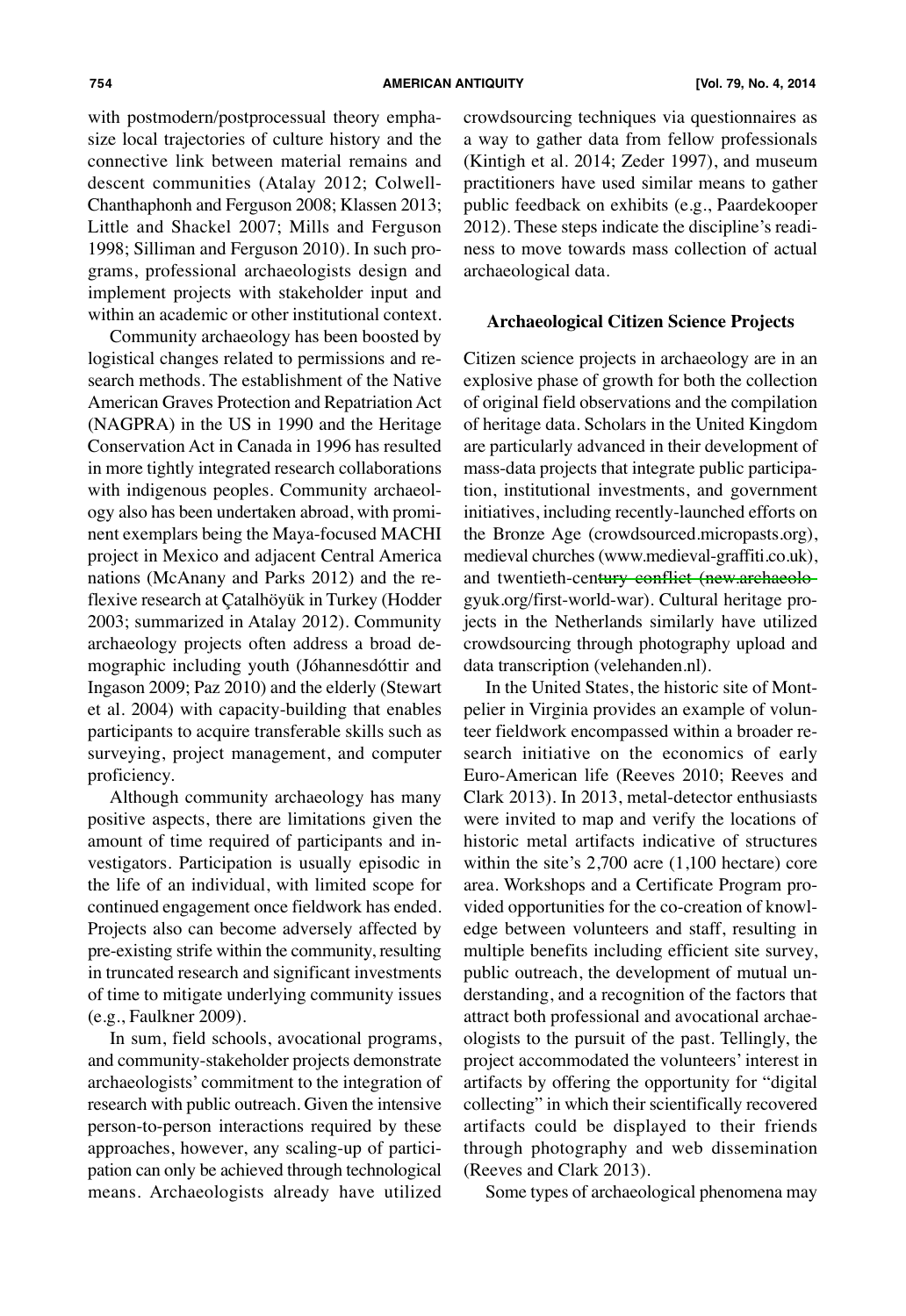with postmodern/postprocessual theory emphasize local trajectories of culture history and the connective link between material remains and descent communities (Atalay 2012; Colwell-Chanthaphonh and Ferguson 2008; Klassen 2013; Little and Shackel 2007; Mills and Ferguson 1998; Silliman and Ferguson 2010). In such programs, professional archaeologists design and implement projects with stakeholder input and within an academic or other institutional context.

Community archaeology has been boosted by logistical changes related to permissions and research methods. The establishment of the Native American Graves Protection and Repatriation Act (NAGPRA) in the US in 1990 and the Heritage Conservation Act in Canada in 1996 has resulted in more tightly integrated research collaborations with indigenous peoples. Community archaeology also has been undertaken abroad, with prominent exemplars being the Maya-focused MACHI project in Mexico and adjacent Central America nations (McAnany and Parks 2012) and the reflexive research at Çatalhöyük in Turkey (Hodder 2003; summarized in Atalay 2012). Community archaeology projects often address a broad demographic including youth (Jóhannesdóttir and Ingason 2009; Paz 2010) and the elderly (Stewart et al. 2004) with capacity-building that enables participants to acquire transferable skills such as surveying, project management, and computer proficiency.

Although community archaeology has many positive aspects, there are limitations given the amount of time required of participants and investigators. Participation is usually episodic in the life of an individual, with limited scope for continued engagement once fieldwork has ended. Projects also can become adversely affected by pre-existing strife within the community, resulting in truncated research and significant investments of time to mitigate underlying community issues (e.g., Faulkner 2009).

In sum, field schools, avocational programs, and community-stakeholder projects demonstrate archaeologists' commitment to the integration of research with public outreach. Given the intensive person-to-person interactions required by these approaches, however, any scaling-up of participation can only be achieved through technological means. Archaeologists already have utilized crowdsourcing techniques via questionnaires as a way to gather data from fellow professionals (Kintigh et al. 2014; Zeder 1997), and museum practitioners have used similar means to gather public feedback on exhibits (e.g., Paardekooper 2012). These steps indicate the discipline's readiness to move towards mass collection of actual archaeological data.

### Archaeological Citizen Science Projects

Citizen science projects in archaeology are in an explosive phase of growth for both the collection of original field observations and the compilation of heritage data. Scholars in the United Kingdom are particularly advanced in their development of mass-data projects that integrate public participation, institutional investments, and government initiatives, including recently-launched efforts on the Bronze Age (crowdsourced.micropasts.org), medieval churches (www.medieval-graffiti.co.uk), and twentieth-century conflict (new.archaeologyuk.org/first-world-war). Cultural heritage projects in the Netherlands similarly have utilized crowdsourcing through photography upload and data transcription (velehanden.nl).

In the United States, the historic site of Montpelier in Virginia provides an example of volunteer fieldwork encompassed within a broader research initiative on the economics of early Euro-American life (Reeves 2010; Reeves and Clark 2013). In 2013, metal-detector enthusiasts were invited to map and verify the locations of historic metal artifacts indicative of structures within the site's 2,700 acre (1,100 hectare) core area. Workshops and a Certificate Program provided opportunities for the co-creation of knowledge between volunteers and staff, resulting in multiple benefits including efficient site survey, public outreach, the development of mutual understanding, and a recognition of the factors that attract both professional and avocational archaeologists to the pursuit of the past. Tellingly, the project accommodated the volunteers' interest in artifacts by offering the opportunity for "digital collecting" in which their scientifically recovered artifacts could be displayed to their friends through photography and web dissemination (Reeves and Clark 2013).

Some types of archaeological phenomena may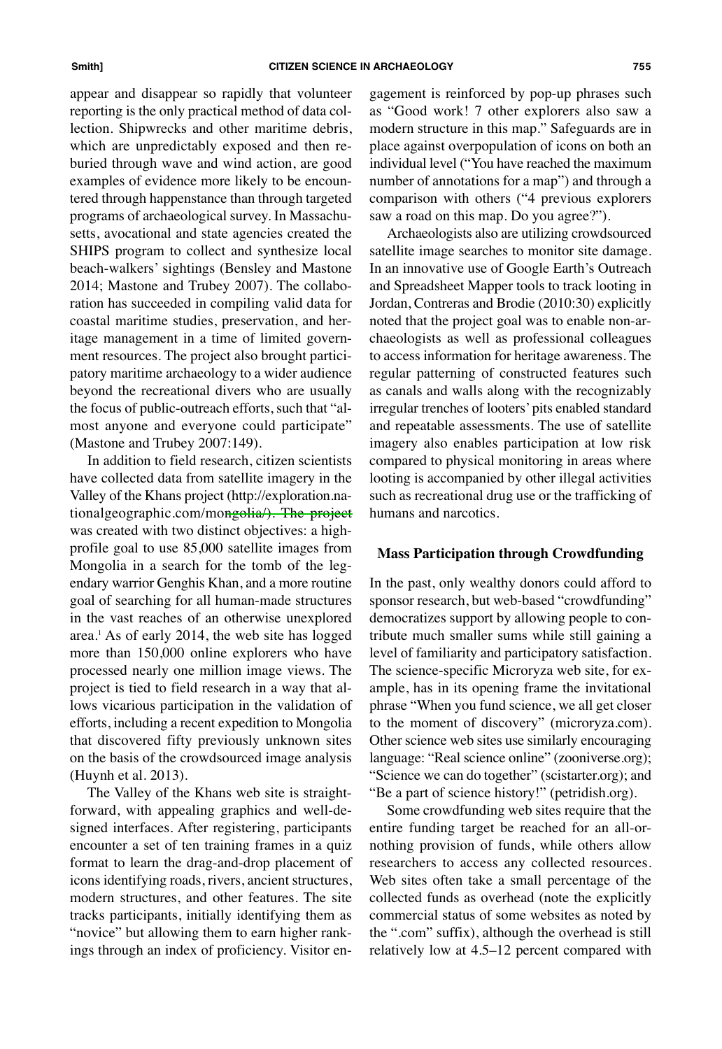appear and disappear so rapidly that volunteer reporting is the only practical method of data collection. Shipwrecks and other maritime debris, which are unpredictably exposed and then reburied through wave and wind action, are good examples of evidence more likely to be encountered through happenstance than through targeted programs of archaeological survey. In Massachusetts, avocational and state agencies created the SHIPS program to collect and synthesize local beach-walkers' sightings (Bensley and Mastone 2014; Mastone and Trubey 2007). The collaboration has succeeded in compiling valid data for coastal maritime studies, preservation, and heritage management in a time of limited government resources. The project also brought participatory maritime archaeology to a wider audience beyond the recreational divers who are usually the focus of public-outreach efforts, such that "almost anyone and everyone could participate" (Mastone and Trubey 2007:149).

In addition to field research, citizen scientists have collected data from satellite imagery in the Valley of the Khans project (http://exploration.nationalgeographic.com/mongolia/). The project was created with two distinct objectives: a high-profile goal to use 85,000 satellite images from Mongolia in a search for the tomb of the legendary warrior Genghis Khan, and a more routine goal of searching for all human-made structures in the vast reaches of an otherwise unexplored area.[1] As of early 2014, the web site has logged more than 150,000 online explorers who have processed nearly one million image views. The project is tied to field research in a way that allows vicarious participation in the validation of efforts, including a recent expedition to Mongolia that discovered fifty previously unknown sites on the basis of the crowdsourced image analysis (Huynh et al. 2013).

The Valley of the Khans web site is straightforward, with appealing graphics and well-designed interfaces. After registering, participants encounter a set of ten training frames in a quiz format to learn the drag-and-drop placement of icons identifying roads, rivers, ancient structures, modern structures, and other features. The site tracks participants, initially identifying them as "novice" but allowing them to earn higher rankings through an index of proficiency. Visitor engagement is reinforced by pop-up phrases such as "Good work! 7 other explorers also saw a modern structure in this map." Safeguards are in place against overpopulation of icons on both an individual level ("You have reached the maximum number of annotations for a map") and through a comparison with others ("4 previous explorers saw a road on this map. Do you agree?").

Archaeologists also are utilizing crowdsourced satellite image searches to monitor site damage. In an innovative use of Google Earth's Outreach and Spreadsheet Mapper tools to track looting in Jordan, Contreras and Brodie (2010:30) explicitly noted that the project goal was to enable non-archaeologists as well as professional colleagues to access information for heritage awareness. The regular patterning of constructed features such as canals and walls along with the recognizably irregular trenches of looters' pits enabled standard and repeatable assessments. The use of satellite imagery also enables participation at low risk compared to physical monitoring in areas where looting is accompanied by other illegal activities such as recreational drug use or the trafficking of humans and narcotics.

### Mass Participation through Crowdfunding

In the past, only wealthy donors could afford to sponsor research, but web-based "crowdfunding" democratizes support by allowing people to contribute much smaller sums while still gaining a level of familiarity and participatory satisfaction. The science-specific Microryza web site, for example, has in its opening frame the invitational phrase "When you fund science, we all get closer to the moment of discovery" (microryza.com). Other science web sites use similarly encouraging language: "Real science online" (zooniverse.org); "Science we can do together" (scistarter.org); and "Be a part of science history!" (petridish.org).

Some crowdfunding web sites require that the entire funding target be reached for an all-or-nothing provision of funds, while others allow researchers to access any collected resources. Web sites often take a small percentage of the collected funds as overhead (note the explicitly commercial status of some websites as noted by the ".com" suffix), although the overhead is still relatively low at 4.5–12 percent compared with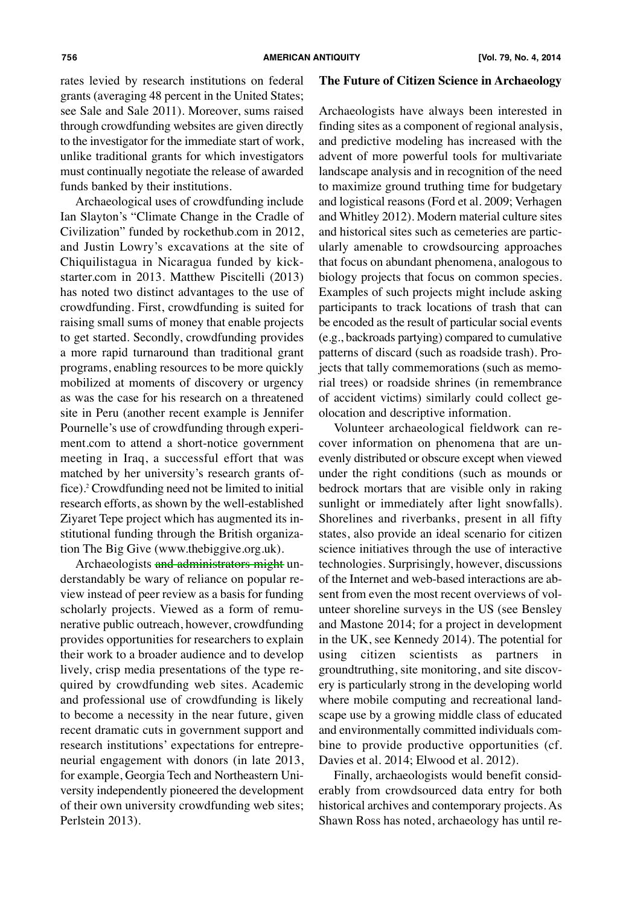rates levied by research institutions on federal grants (averaging 48 percent in the United States; see Sale and Sale 2011). Moreover, sums raised through crowdfunding websites are given directly to the investigator for the immediate start of work, unlike traditional grants for which investigators must continually negotiate the release of awarded funds banked by their institutions.

Archaeological uses of crowdfunding include Ian Slayton's "Climate Change in the Cradle of Civilization" funded by rockethub.com in 2012, and Justin Lowry's excavations at the site of Chiquilistagua in Nicaragua funded by kickstarter.com in 2013. Matthew Piscitelli (2013) has noted two distinct advantages to the use of crowdfunding. First, crowdfunding is suited for raising small sums of money that enable projects to get started. Secondly, crowdfunding provides a more rapid turnaround than traditional grant programs, enabling resources to be more quickly mobilized at moments of discovery or urgency as was the case for his research on a threatened site in Peru (another recent example is Jennifer Pournelle's use of crowdfunding through experiment.com to attend a short-notice government meeting in Iraq, a successful effort that was matched by her university's research grants office).[2] Crowdfunding need not be limited to initial research efforts, as shown by the well-established Ziyaret Tepe project which has augmented its institutional funding through the British organization The Big Give (www.thebiggive.org.uk).

Archaeologists ~~and administrators might~~ understandably be wary of reliance on popular review instead of peer review as a basis for funding scholarly projects. Viewed as a form of remunerative public outreach, however, crowdfunding provides opportunities for researchers to explain their work to a broader audience and to develop lively, crisp media presentations of the type required by crowdfunding web sites. Academic and professional use of crowdfunding is likely to become a necessity in the near future, given recent dramatic cuts in government support and research institutions' expectations for entrepreneurial engagement with donors (in late 2013, for example, Georgia Tech and Northeastern University independently pioneered the development of their own university crowdfunding web sites; Perlstein 2013).

## The Future of Citizen Science in Archaeology

Archaeologists have always been interested in finding sites as a component of regional analysis, and predictive modeling has increased with the advent of more powerful tools for multivariate landscape analysis and in recognition of the need to maximize ground truthing time for budgetary and logistical reasons (Ford et al. 2009; Verhagen and Whitley 2012). Modern material culture sites and historical sites such as cemeteries are particularly amenable to crowdsourcing approaches that focus on abundant phenomena, analogous to biology projects that focus on common species. Examples of such projects might include asking participants to track locations of trash that can be encoded as the result of particular social events (e.g., backroads partying) compared to cumulative patterns of discard (such as roadside trash). Projects that tally commemorations (such as memorial trees) or roadside shrines (in remembrance of accident victims) similarly could collect geolocation and descriptive information.

Volunteer archaeological fieldwork can recover information on phenomena that are unevenly distributed or obscure except when viewed under the right conditions (such as mounds or bedrock mortars that are visible only in raking sunlight or immediately after light snowfalls). Shorelines and riverbanks, present in all fifty states, also provide an ideal scenario for citizen science initiatives through the use of interactive technologies. Surprisingly, however, discussions of the Internet and web-based interactions are absent from even the most recent overviews of volunteer shoreline surveys in the US (see Bensley and Mastone 2014; for a project in development in the UK, see Kennedy 2014). The potential for using citizen scientists as partners in groundtruthing, site monitoring, and site discovery is particularly strong in the developing world where mobile computing and recreational landscape use by a growing middle class of educated and environmentally committed individuals combine to provide productive opportunities (cf. Davies et al. 2014; Elwood et al. 2012).

Finally, archaeologists would benefit considerably from crowdsourced data entry for both historical archives and contemporary projects. As Shawn Ross has noted, archaeology has until re-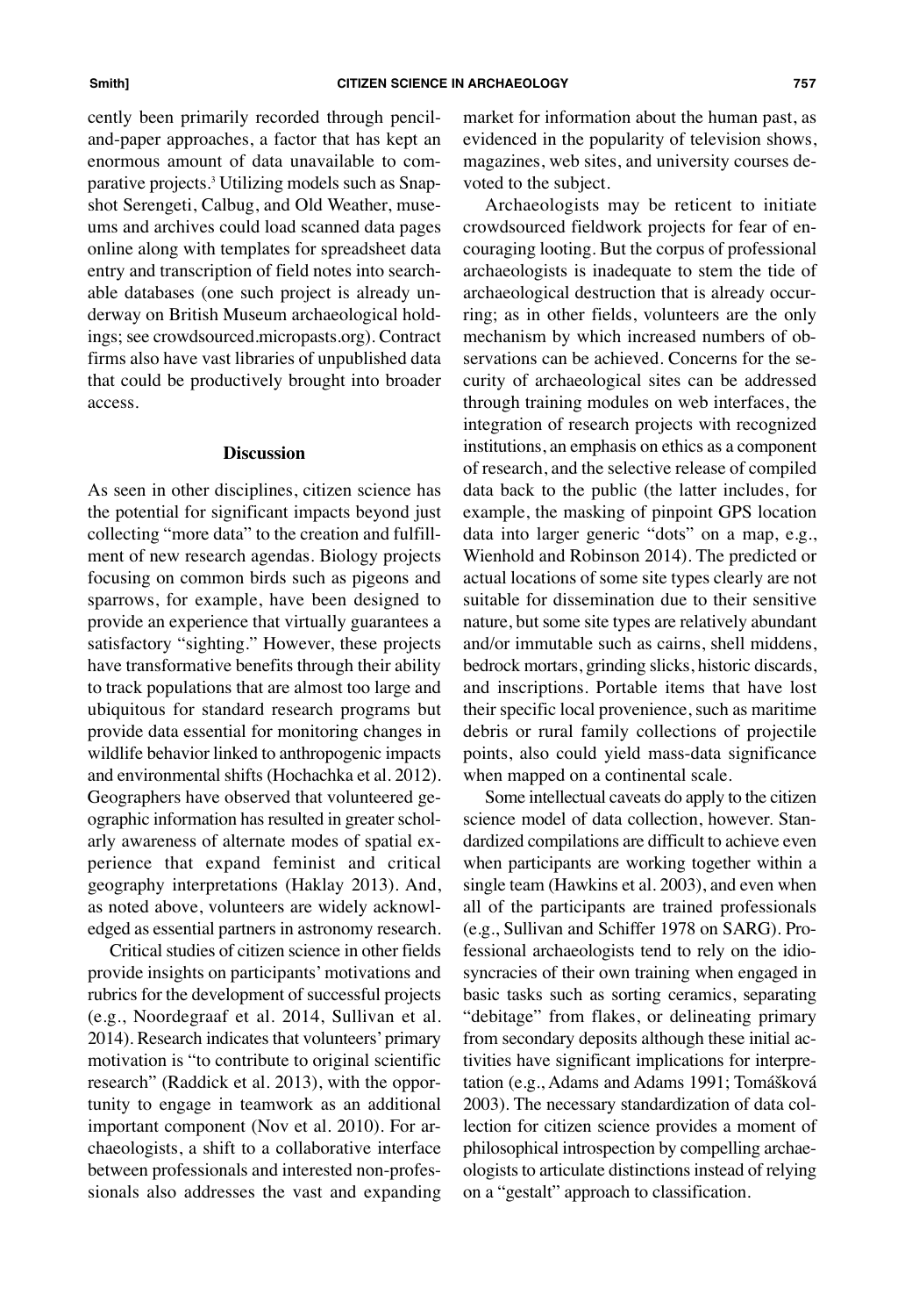cently been primarily recorded through pencil-and-paper approaches, a factor that has kept an enormous amount of data unavailable to comparative projects.[3] Utilizing models such as Snapshot Serengeti, Calbug, and Old Weather, museums and archives could load scanned data pages online along with templates for spreadsheet data entry and transcription of field notes into searchable databases (one such project is already underway on British Museum archaeological holdings; see crowdsourced.micropasts.org). Contract firms also have vast libraries of unpublished data that could be productively brought into broader access.

## Discussion

As seen in other disciplines, citizen science has the potential for significant impacts beyond just collecting "more data" to the creation and fulfillment of new research agendas. Biology projects focusing on common birds such as pigeons and sparrows, for example, have been designed to provide an experience that virtually guarantees a satisfactory "sighting." However, these projects have transformative benefits through their ability to track populations that are almost too large and ubiquitous for standard research programs but provide data essential for monitoring changes in wildlife behavior linked to anthropogenic impacts and environmental shifts (Hochachka et al. 2012). Geographers have observed that volunteered geographic information has resulted in greater scholarly awareness of alternate modes of spatial experience that expand feminist and critical geography interpretations (Haklay 2013). And, as noted above, volunteers are widely acknowledged as essential partners in astronomy research.

Critical studies of citizen science in other fields provide insights on participants' motivations and rubrics for the development of successful projects (e.g., Noordegraaf et al. 2014, Sullivan et al. 2014). Research indicates that volunteers' primary motivation is "to contribute to original scientific research" (Raddick et al. 2013), with the opportunity to engage in teamwork as an additional important component (Nov et al. 2010). For archaeologists, a shift to a collaborative interface between professionals and interested non-professionals also addresses the vast and expanding market for information about the human past, as evidenced in the popularity of television shows, magazines, web sites, and university courses devoted to the subject.

Archaeologists may be reticent to initiate crowdsourced fieldwork projects for fear of encouraging looting. But the corpus of professional archaeologists is inadequate to stem the tide of archaeological destruction that is already occurring; as in other fields, volunteers are the only mechanism by which increased numbers of observations can be achieved. Concerns for the security of archaeological sites can be addressed through training modules on web interfaces, the integration of research projects with recognized institutions, an emphasis on ethics as a component of research, and the selective release of compiled data back to the public (the latter includes, for example, the masking of pinpoint GPS location data into larger generic "dots" on a map, e.g., Wienhold and Robinson 2014). The predicted or actual locations of some site types clearly are not suitable for dissemination due to their sensitive nature, but some site types are relatively abundant and/or immutable such as cairns, shell middens, bedrock mortars, grinding slicks, historic discards, and inscriptions. Portable items that have lost their specific local provenience, such as maritime debris or rural family collections of projectile points, also could yield mass-data significance when mapped on a continental scale.

Some intellectual caveats do apply to the citizen science model of data collection, however. Standardized compilations are difficult to achieve even when participants are working together within a single team (Hawkins et al. 2003), and even when all of the participants are trained professionals (e.g., Sullivan and Schiffer 1978 on SARG). Professional archaeologists tend to rely on the idiosyncracies of their own training when engaged in basic tasks such as sorting ceramics, separating "debitage" from flakes, or delineating primary from secondary deposits although these initial activities have significant implications for interpretation (e.g., Adams and Adams 1991; Tomášková 2003). The necessary standardization of data collection for citizen science provides a moment of philosophical introspection by compelling archaeologists to articulate distinctions instead of relying on a "gestalt" approach to classification.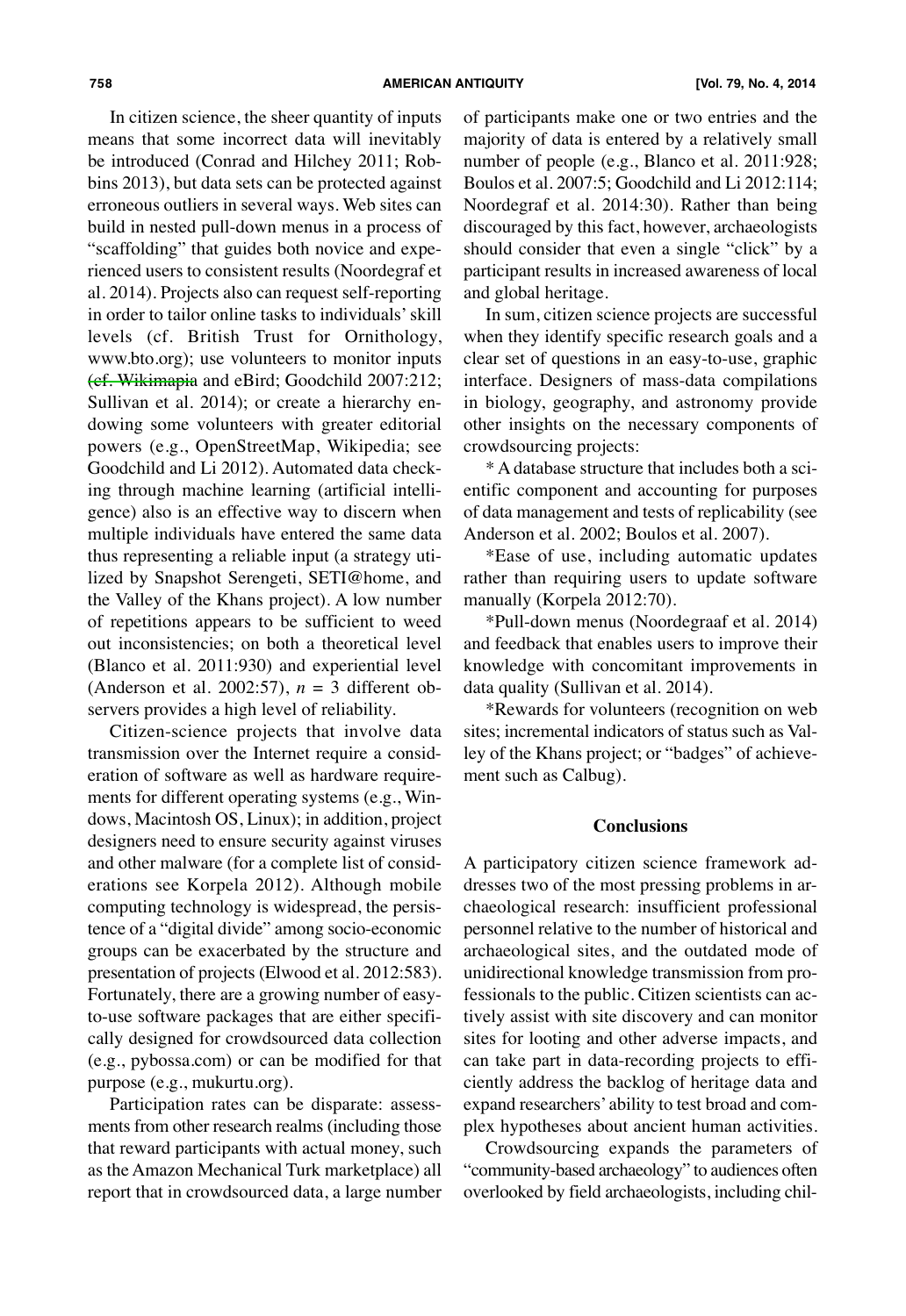In citizen science, the sheer quantity of inputs means that some incorrect data will inevitably be introduced (Conrad and Hilchey 2011; Robbins 2013), but data sets can be protected against erroneous outliers in several ways. Web sites can build in nested pull-down menus in a process of "scaffolding" that guides both novice and experienced users to consistent results (Noordegraf et al. 2014). Projects also can request self-reporting in order to tailor online tasks to individuals' skill levels (cf. British Trust for Ornithology, www.bto.org); use volunteers to monitor inputs (cf. Wikimapia and eBird; Goodchild 2007:212; Sullivan et al. 2014); or create a hierarchy endowing some volunteers with greater editorial powers (e.g., OpenStreetMap, Wikipedia; see Goodchild and Li 2012). Automated data checking through machine learning (artificial intelligence) also is an effective way to discern when multiple individuals have entered the same data thus representing a reliable input (a strategy utilized by Snapshot Serengeti, SETI@home, and the Valley of the Khans project). A low number of repetitions appears to be sufficient to weed out inconsistencies; on both a theoretical level (Blanco et al. 2011:930) and experiential level (Anderson et al. 2002:57), $n = 3$ different observers provides a high level of reliability.

Citizen-science projects that involve data transmission over the Internet require a consideration of software as well as hardware requirements for different operating systems (e.g., Windows, Macintosh OS, Linux); in addition, project designers need to ensure security against viruses and other malware (for a complete list of considerations see Korpela 2012). Although mobile computing technology is widespread, the persistence of a "digital divide" among socio-economic groups can be exacerbated by the structure and presentation of projects (Elwood et al. 2012:583). Fortunately, there are a growing number of easy-to-use software packages that are either specifically designed for crowdsourced data collection (e.g., pybossa.com) or can be modified for that purpose (e.g., mukurtu.org).

Participation rates can be disparate: assessments from other research realms (including those that reward participants with actual money, such as the Amazon Mechanical Turk marketplace) all report that in crowdsourced data, a large number of participants make one or two entries and the majority of data is entered by a relatively small number of people (e.g., Blanco et al. 2011:928; Boulos et al. 2007:5; Goodchild and Li 2012:114; Noordegraf et al. 2014:30). Rather than being discouraged by this fact, however, archaeologists should consider that even a single "click" by a participant results in increased awareness of local and global heritage.

In sum, citizen science projects are successful when they identify specific research goals and a clear set of questions in an easy-to-use, graphic interface. Designers of mass-data compilations in biology, geography, and astronomy provide other insights on the necessary components of crowdsourcing projects:

* A database structure that includes both a scientific component and accounting for purposes of data management and tests of replicability (see Anderson et al. 2002; Boulos et al. 2007).

* Ease of use, including automatic updates rather than requiring users to update software manually (Korpela 2012:70).

* Pull-down menus (Noordegraaf et al. 2014) and feedback that enables users to improve their knowledge with concomitant improvements in data quality (Sullivan et al. 2014).

* Rewards for volunteers (recognition on web sites; incremental indicators of status such as Valley of the Khans project; or "badges" of achievement such as Calbug).

## Conclusions

A participatory citizen science framework addresses two of the most pressing problems in archaeological research: insufficient professional personnel relative to the number of historical and archaeological sites, and the outdated mode of unidirectional knowledge transmission from professionals to the public. Citizen scientists can actively assist with site discovery and can monitor sites for looting and other adverse impacts, and can take part in data-recording projects to efficiently address the backlog of heritage data and expand researchers' ability to test broad and complex hypotheses about ancient human activities.

Crowdsourcing expands the parameters of "community-based archaeology" to audiences often overlooked by field archaeologists, including chil-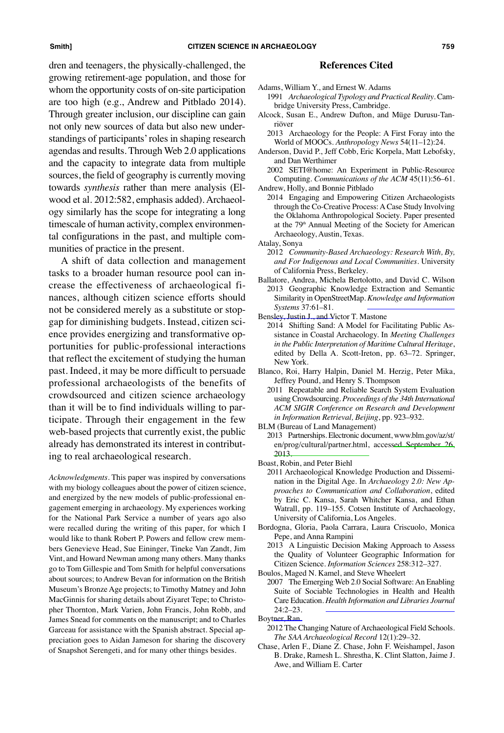dren and teenagers, the physically-challenged, the growing retirement-age population, and those for whom the opportunity costs of on-site participation are too high (e.g., Andrew and Pitblado 2014). Through greater inclusion, our discipline can gain not only new sources of data but also new understandings of participants' roles in shaping research agendas and results. Through Web 2.0 applications and the capacity to integrate data from multiple sources, the field of geography is currently moving towards *synthesis* rather than mere analysis (Elwood et al. 2012:582, emphasis added). Archaeology similarly has the scope for integrating a long timescale of human activity, complex environmental configurations in the past, and multiple communities of practice in the present.

A shift of data collection and management tasks to a broader human resource pool can increase the effectiveness of archaeological finances, although citizen science efforts should not be considered merely as a substitute or stopgap for diminishing budgets. Instead, citizen science provides energizing and transformative opportunities for public-professional interactions that reflect the excitement of studying the human past. Indeed, it may be more difficult to persuade professional archaeologists of the benefits of crowdsourced and citizen science archaeology than it will be to find individuals willing to participate. Through their engagement in the few web-based projects that currently exist, the public already has demonstrated its interest in contributing to real archaeological research.

*Acknowledgments*. This paper was inspired by conversations with my biology colleagues about the power of citizen science, and energized by the new models of public-professional engagement emerging in archaeology. My experiences working for the National Park Service a number of years ago also were recalled during the writing of this paper, for which I would like to thank Robert P. Powers and fellow crew members Genevieve Head, Sue Eininger, Tineke Van Zandt, Jim Vint, and Howard Newman among many others. Many thanks go to Tom Gillespie and Tom Smith for helpful conversations about sources; to Andrew Bevan for information on the British Museum's Bronze Age projects; to Timothy Matney and John MacGinnis for sharing details about Ziyaret Tepe; to Christopher Thornton, Mark Varien, John Francis, John Robb, and James Snead for comments on the manuscript; and to Charles Garceau for assistance with the Spanish abstract. Special appreciation goes to Aidan Jameson for sharing the discovery of Snapshot Serengeti, and for many other things besides.

## References Cited

Adams, William Y., and Ernest W. Adams
1991 *Archaeological Typology and Practical Reality*. Cambridge University Press, Cambridge.

Alcock, Susan E., Andrew Dufton, and Müge Durusu-Tanriöver
2013 Archaeology for the People: A First Foray into the World of MOOCs. *Anthropology News* 54(11–12):24.

Anderson, David P., Jeff Cobb, Eric Korpela, Matt Lebofsky, and Dan Werthimer
2002 SETI@home: An Experiment in Public-Resource Computing. *Communications of the ACM* 45(11):56–61.

Andrew, Holly, and Bonnie Pitblado
2014 Engaging and Empowering Citizen Archaeologists through the Co-Creative Process: A Case Study Involving the Oklahoma Anthropological Society. Paper presented at the 79th Annual Meeting of the Society for American Archaeology, Austin, Texas.

Atalay, Sonya
2012 *Community-Based Archaeology: Research With, By, and For Indigenous and Local Communities*. University of California Press, Berkeley.

Ballatore, Andrea, Michela Bertolotto, and David C. Wilson
2013 Geographic Knowledge Extraction and Semantic Similarity in OpenStreetMap. *Knowledge and Information Systems* 37:61–81.

Bensley, Justin J., and Victor T. Mastone
2014 Shifting Sand: A Model for Facilitating Public Assistance in Coastal Archaeology. In *Meeting Challenges in the Public Interpretation of Maritime Cultural Heritage*, edited by Della A. Scott-Ireton, pp. 63–72. Springer, New York.

Blanco, Roi, Harry Halpin, Daniel M. Herzig, Peter Mika, Jeffrey Pound, and Henry S. Thompson
2011 Repeatable and Reliable Search System Evaluation using Crowdsourcing. *Proceedings of the 34th International ACM SIGIR Conference on Research and Development in Information Retrieval, Beijing*, pp. 923–932.

BLM (Bureau of Land Management)
2013 Partnerships. Electronic document, www.blm.gov/az/st/en/prog/cultural/partner.html, accessed September 26, 2013.

Boast, Robin, and Peter Biehl
2011 Archaeological Knowledge Production and Dissemination in the Digital Age. In *Archaeology 2.0: New Approaches to Communication and Collaboration*, edited by Eric C. Kansa, Sarah Whitcher Kansa, and Ethan Watrall, pp. 119–155. Cotsen Institute of Archaeology, University of California, Los Angeles.

Bordogna, Gloria, Paola Carrara, Laura Criscuolo, Monica Pepe, and Anna Rampini
2013 A Linguistic Decision Making Approach to Assess the Quality of Volunteer Geographic Information for Citizen Science. *Information Sciences* 258:312–327.

Boulos, Maged N. Kamel, and Steve Wheelert
2007 The Emerging Web 2.0 Social Software: An Enabling Suite of Sociable Technologies in Health and Health Care Education. *Health Information and Libraries Journal* 24:2–23.

Boytner, Ran
2012 The Changing Nature of Archaeological Field Schools. *The SAA Archaeological Record* 12(1):29–32.

Chase, Arlen F., Diane Z. Chase, John F. Weishampel, Jason B. Drake, Ramesh L. Shrestha, K. Clint Slatton, Jaime J. Awe, and William E. Carter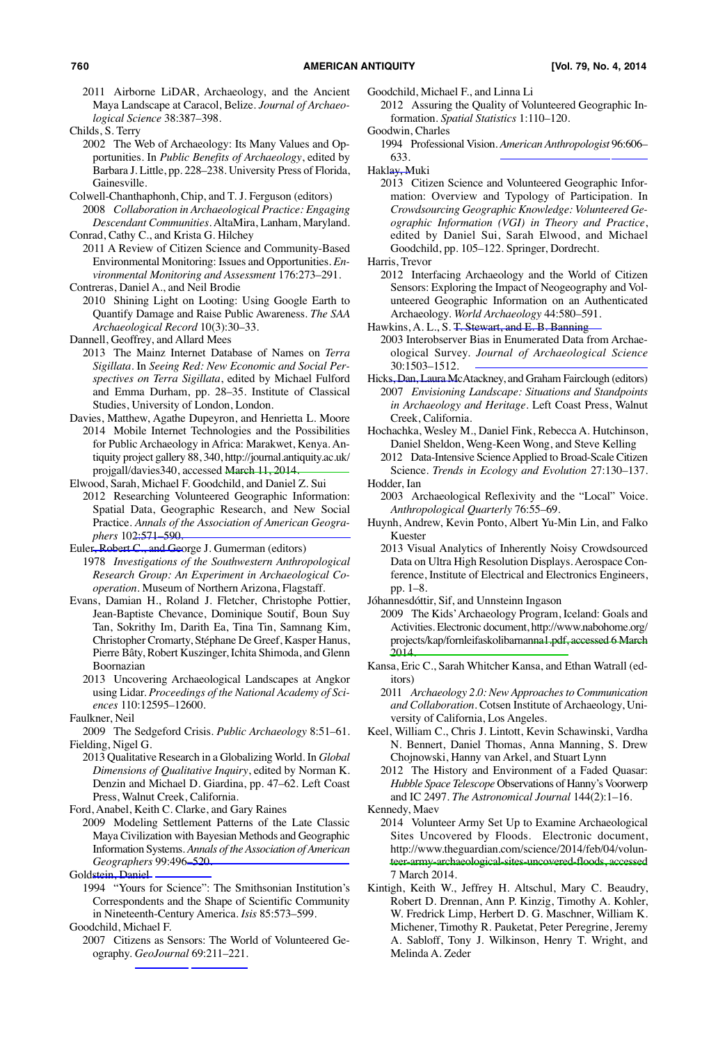2011 Airborne LiDAR, Archaeology, and the Ancient Maya Landscape at Caracol, Belize. *Journal of Archaeological Science* 38:387–398.

Childs, S. Terry

2002 The Web of Archaeology: Its Many Values and Opportunities. In *Public Benefits of Archaeology*, edited by Barbara J. Little, pp. 228–238. University Press of Florida, Gainesville.

Colwell-Chanthaphonh, Chip, and T. J. Ferguson (editors)

2008 *Collaboration in Archaeological Practice: Engaging Descendant Communities*. AltaMira, Lanham, Maryland.

Conrad, Cathy C., and Krista G. Hilchey

2011 A Review of Citizen Science and Community-Based Environmental Monitoring: Issues and Opportunities. *Environmental Monitoring and Assessment* 176:273–291.

Contreras, Daniel A., and Neil Brodie

2010 Shining Light on Looting: Using Google Earth to Quantify Damage and Raise Public Awareness. *The SAA Archaeological Record* 10(3):30–33.

Dannell, Geoffrey, and Allard Mees

2013 The Mainz Internet Database of Names on *Terra Sigillata*. In *Seeing Red: New Economic and Social Perspectives on Terra Sigillata*, edited by Michael Fulford and Emma Durham, pp. 28–35. Institute of Classical Studies, University of London, London.

Davies, Matthew, Agathe Dupeyron, and Henrietta L. Moore

2014 Mobile Internet Technologies and the Possibilities for Public Archaeology in Africa: Marakwet, Kenya. Antiquity project gallery 88, 340, http://journal.antiquity.ac.uk/projgall/davies340, accessed March 11, 2014.

Elwood, Sarah, Michael F. Goodchild, and Daniel Z. Sui

2012 Researching Volunteered Geographic Information: Spatial Data, Geographic Research, and New Social Practice. *Annals of the Association of American Geographers* 102:571–590.

Euler, Robert C., and George J. Gumerman (editors)

1978 *Investigations of the Southwestern Anthropological Research Group: An Experiment in Archaeological Cooperation*. Museum of Northern Arizona, Flagstaff.

Evans, Damian H., Roland J. Fletcher, Christophe Pottier, Jean-Baptiste Chevance, Dominique Soutif, Boun Suy Tan, Sokrithy Im, Darith Ea, Tina Tin, Samnang Kim, Christopher Cromarty, Stéphane De Greef, Kasper Hanus, Pierre Bâty, Robert Kuszinger, Ichita Shimoda, and Glenn Boornazian

2013 Uncovering Archaeological Landscapes at Angkor using Lidar. *Proceedings of the National Academy of Sciences* 110:12595–12600.

Faulkner, Neil

2009 The Sedgeford Crisis. *Public Archaeology* 8:51–61.

Fielding, Nigel G.

2013 Qualitative Research in a Globalizing World. In *Global Dimensions of Qualitative Inquiry*, edited by Norman K. Denzin and Michael D. Giardina, pp. 47–62. Left Coast Press, Walnut Creek, California.

Ford, Anabel, Keith C. Clarke, and Gary Raines

2009 Modeling Settlement Patterns of the Late Classic Maya Civilization with Bayesian Methods and Geographic Information Systems. *Annals of the Association of American Geographers* 99:496–520.

Goldstein, Daniel

1994 "Yours for Science": The Smithsonian Institution's Correspondents and the Shape of Scientific Community in Nineteenth-Century America. *Isis* 85:573–599.

Goodchild, Michael F.

2007 Citizens as Sensors: The World of Volunteered Geography. *GeoJournal* 69:211–221.

Goodchild, Michael F., and Linna Li

2012 Assuring the Quality of Volunteered Geographic Information. *Spatial Statistics* 1:110–120.

Goodwin, Charles

1994 Professional Vision. *American Anthropologist* 96:606–633.

Haklay, Muki

2013 Citizen Science and Volunteered Geographic Information: Overview and Typology of Participation. In *Crowdsourcing Geographic Knowledge: Volunteered Geographic Information (VGI) in Theory and Practice*, edited by Daniel Sui, Sarah Elwood, and Michael Goodchild, pp. 105–122. Springer, Dordrecht.

Harris, Trevor

2012 Interfacing Archaeology and the World of Citizen Sensors: Exploring the Impact of Neogeography and Volunteered Geographic Information on an Authenticated Archaeology. *World Archaeology* 44:580–591.

Hawkins, A. L., S. T. Stewart, and E. B. Banning

2003 Interobserver Bias in Enumerated Data from Archaeological Survey. *Journal of Archaeological Science* 30:1503–1512.

Hicks, Dan, Laura McAtackney, and Graham Fairclough (editors)

2007 *Envisioning Landscape: Situations and Standpoints in Archaeology and Heritage*. Left Coast Press, Walnut Creek, California.

Hochachka, Wesley M., Daniel Fink, Rebecca A. Hutchinson, Daniel Sheldon, Weng-Keen Wong, and Steve Kelling

2012 Data-Intensive Science Applied to Broad-Scale Citizen Science. *Trends in Ecology and Evolution* 27:130–137.

Hodder, Ian

2003 Archaeological Reflexivity and the "Local" Voice. *Anthropological Quarterly* 76:55–69.

Huynh, Andrew, Kevin Ponto, Albert Yu-Min Lin, and Falko Kuester

2013 Visual Analytics of Inherently Noisy Crowdsourced Data on Ultra High Resolution Displays. Aerospace Conference, Institute of Electrical and Electronics Engineers, pp. 1–8.

Jóhannesdóttir, Sif, and Unnsteinn Ingason

2009 The Kids' Archaeology Program, Iceland: Goals and Activities. Electronic document, http://www.nabohome.org/projects/kap/fornleifaskolibarnanna1.pdf, accessed 6 March 2014.

Kansa, Eric C., Sarah Whitcher Kansa, and Ethan Watrall (editors)

2011 *Archaeology 2.0: New Approaches to Communication and Collaboration*. Cotsen Institute of Archaeology, University of California, Los Angeles.

Keel, William C., Chris J. Lintott, Kevin Schawinski, Vardha N. Bennert, Daniel Thomas, Anna Manning, S. Drew Chojnowski, Hanny van Arkel, and Stuart Lynn

2012 The History and Environment of a Faded Quasar: *Hubble Space Telescope* Observations of Hanny's Voorwerp and IC 2497. *The Astronomical Journal* 144(2):1–16.

Kennedy, Maev

2014 Volunteer Army Set Up to Examine Archaeological Sites Uncovered by Floods. Electronic document, http://www.theguardian.com/science/2014/feb/04/volunteer-army-archaeological-sites-uncovered-floods, accessed 7 March 2014.

Kintigh, Keith W., Jeffrey H. Altschul, Mary C. Beaudry, Robert D. Drennan, Ann P. Kinzig, Timothy A. Kohler, W. Fredrick Limp, Herbert D. G. Maschner, William K. Michener, Timothy R. Pauketat, Peter Peregrine, Jeremy A. Sabloff, Tony J. Wilkinson, Henry T. Wright, and Melinda A. Zeder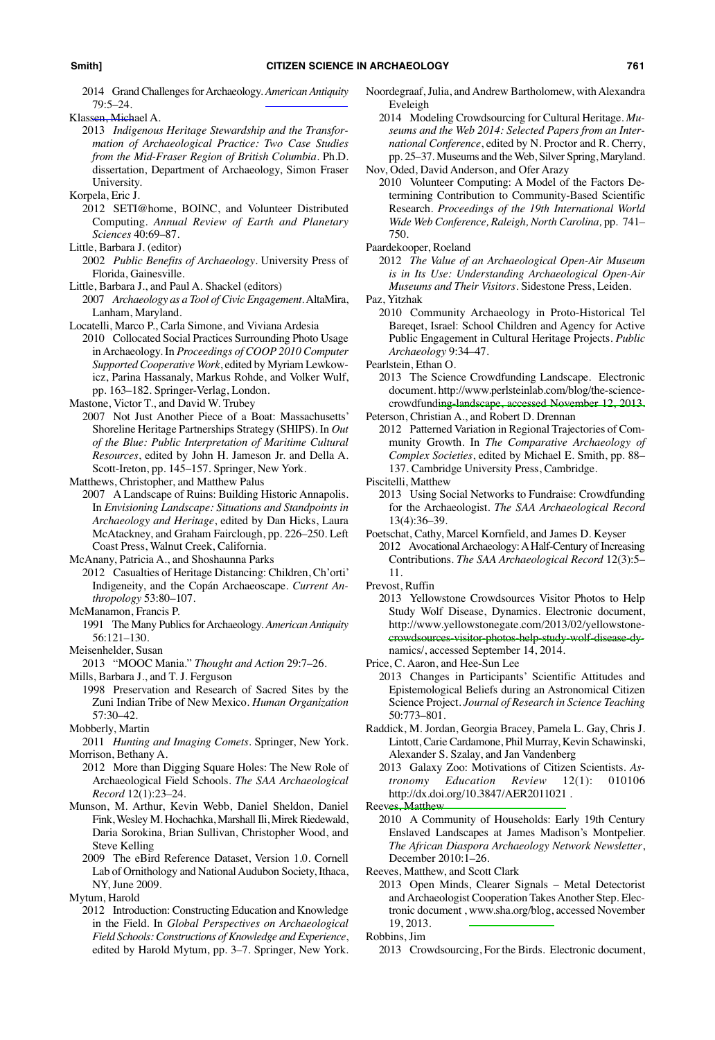2014 Grand Challenges for Archaeology. *American Antiquity* 79:5–24.

Klassen, Michael A.

2013 *Indigenous Heritage Stewardship and the Transformation of Archaeological Practice: Two Case Studies from the Mid-Fraser Region of British Columbia*. Ph.D. dissertation, Department of Archaeology, Simon Fraser University.

Korpela, Eric J.

2012 SETI@home, BOINC, and Volunteer Distributed Computing. *Annual Review of Earth and Planetary Sciences* 40:69–87.

Little, Barbara J. (editor)

2002 *Public Benefits of Archaeology*. University Press of Florida, Gainesville.

Little, Barbara J., and Paul A. Shackel (editors)

2007 *Archaeology as a Tool of Civic Engagement*. AltaMira, Lanham, Maryland.

Locatelli, Marco P., Carla Simone, and Viviana Ardesia

2010 Collocated Social Practices Surrounding Photo Usage in Archaeology. In *Proceedings of COOP 2010 Computer Supported Cooperative Work*, edited by Myriam Lewkowicz, Parina Hassanaly, Markus Rohde, and Volker Wulf, pp. 163–182. Springer-Verlag, London.

Mastone, Victor T., and David W. Trubey

2007 Not Just Another Piece of a Boat: Massachusetts' Shoreline Heritage Partnerships Strategy (SHIPS). In *Out of the Blue: Public Interpretation of Maritime Cultural Resources*, edited by John H. Jameson Jr. and Della A. Scott-Ireton, pp. 145–157. Springer, New York.

Matthews, Christopher, and Matthew Palus

2007 A Landscape of Ruins: Building Historic Annapolis. In *Envisioning Landscape: Situations and Standpoints in Archaeology and Heritage*, edited by Dan Hicks, Laura McAtackney, and Graham Fairclough, pp. 226–250. Left Coast Press, Walnut Creek, California.

McAnany, Patricia A., and Shoshaunna Parks

2012 Casualties of Heritage Distancing: Children, Ch'orti' Indigeneity, and the Copán Archaeoscape. *Current Anthropology* 53:80–107.

McManamon, Francis P.

1991 The Many Publics for Archaeology. *American Antiquity* 56:121–130.

Meisenhelder, Susan

2013 "MOOC Mania." *Thought and Action* 29:7–26.

Mills, Barbara J., and T. J. Ferguson

1998 Preservation and Research of Sacred Sites by the Zuni Indian Tribe of New Mexico. *Human Organization* 57:30–42.

Mobberly, Martin

2011 *Hunting and Imaging Comets*. Springer, New York.

Morrison, Bethany A.

2012 More than Digging Square Holes: The New Role of Archaeological Field Schools. *The SAA Archaeological Record* 12(1):23–24.

Munson, M. Arthur, Kevin Webb, Daniel Sheldon, Daniel Fink, Wesley M. Hochachka, Marshall Ili, Mirek Riedewald, Daria Sorokina, Brian Sullivan, Christopher Wood, and Steve Kelling

2009 The eBird Reference Dataset, Version 1.0. Cornell Lab of Ornithology and National Audubon Society, Ithaca, NY, June 2009.

Mytum, Harold

2012 Introduction: Constructing Education and Knowledge in the Field. In *Global Perspectives on Archaeological Field Schools: Constructions of Knowledge and Experience*, edited by Harold Mytum, pp. 3–7. Springer, New York.

Noordegraaf, Julia, and Andrew Bartholomew, with Alexandra Eveleigh

2014 Modeling Crowdsourcing for Cultural Heritage. *Museums and the Web 2014: Selected Papers from an International Conference*, edited by N. Proctor and R. Cherry, pp. 25–37. Museums and the Web, Silver Spring, Maryland.

Nov, Oded, David Anderson, and Ofer Arazy

2010 Volunteer Computing: A Model of the Factors Determining Contribution to Community-Based Scientific Research. *Proceedings of the 19th International World Wide Web Conference, Raleigh, North Carolina,* pp. 741–750.

Paardekooper, Roeland

2012 *The Value of an Archaeological Open-Air Museum is in Its Use: Understanding Archaeological Open-Air Museums and Their Visitors*. Sidestone Press, Leiden.

Paz, Yitzhak

2010 Community Archaeology in Proto-Historical Tel Bareqet, Israel: School Children and Agency for Active Public Engagement in Cultural Heritage Projects. *Public Archaeology* 9:34–47.

Pearlstein, Ethan O.

2013 The Science Crowdfunding Landscape. Electronic document. http://www.perlsteinlab.com/blog/the-science-crowdfunding-landscape, accessed November 12, 2013.

Peterson, Christian A., and Robert D. Drennan

2012 Patterned Variation in Regional Trajectories of Community Growth. In *The Comparative Archaeology of Complex Societies*, edited by Michael E. Smith, pp. 88–137. Cambridge University Press, Cambridge.

Piscitelli, Matthew

2013 Using Social Networks to Fundraise: Crowdfunding for the Archaeologist. *The SAA Archaeological Record* 13(4):36–39.

Poetschat, Cathy, Marcel Kornfield, and James D. Keyser

2012 Avocational Archaeology: A Half-Century of Increasing Contributions. *The SAA Archaeological Record* 12(3):5–11.

Prevost, Ruffin

2013 Yellowstone Crowdsources Visitor Photos to Help Study Wolf Disease, Dynamics. Electronic document, http://www.yellowstonegate.com/2013/02/yellowstone-crowdsources-visitor-photos-help-study-wolf-disease-dynamics/, accessed September 14, 2014.

Price, C. Aaron, and Hee-Sun Lee

2013 Changes in Participants' Scientific Attitudes and Epistemological Beliefs during an Astronomical Citizen Science Project. *Journal of Research in Science Teaching* 50:773–801.

Raddick, M. Jordan, Georgia Bracey, Pamela L. Gay, Chris J. Lintott, Carie Cardamone, Phil Murray, Kevin Schawinski, Alexander S. Szalay, and Jan Vandenberg

2013 Galaxy Zoo: Motivations of Citizen Scientists. *Astronomy Education Review* 12(1): 010106 http://dx.doi.org/10.3847/AER2011021 .

Reeves, Matthew

2010 A Community of Households: Early 19th Century Enslaved Landscapes at James Madison's Montpelier. *The African Diaspora Archaeology Network Newsletter*, December 2010:1–26.

Reeves, Matthew, and Scott Clark

2013 Open Minds, Clearer Signals – Metal Detectorist and Archaeologist Cooperation Takes Another Step. Electronic document , www.sha.org/blog, accessed November 19, 2013.

Robbins, Jim

2013 Crowdsourcing, For the Birds. Electronic document,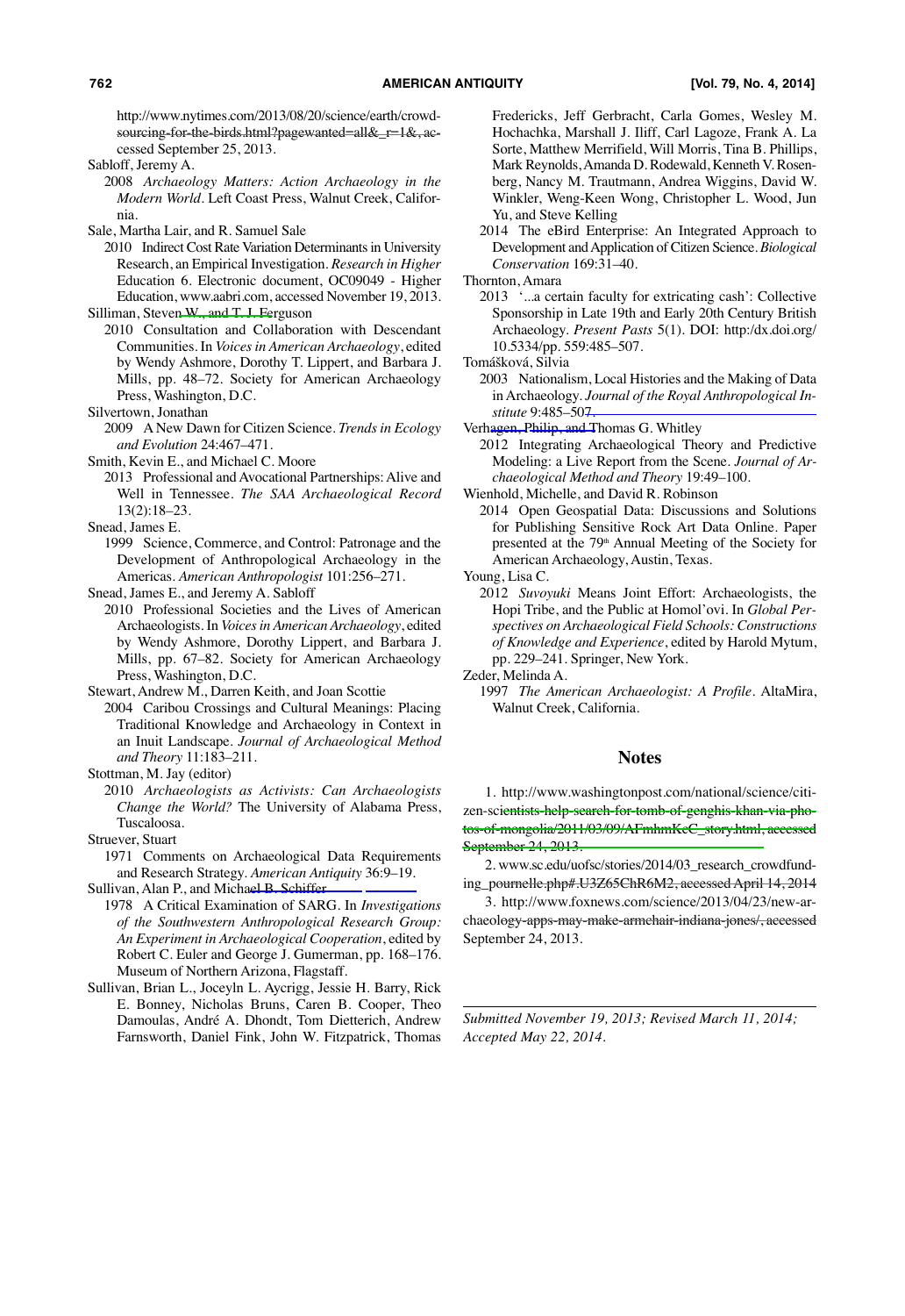http://www.nytimes.com/2013/08/20/science/earth/crowdsourcing-for-the-birds.html?pagewanted=all&_r=1&, accessed September 25, 2013.

Sabloff, Jeremy A.
 2008 *Archaeology Matters: Action Archaeology in the Modern World*. Left Coast Press, Walnut Creek, California.

Sale, Martha Lair, and R. Samuel Sale
 2010 Indirect Cost Rate Variation Determinants in University Research, an Empirical Investigation. *Research in Higher* Education 6. Electronic document, OC09049 - Higher Education, www.aabri.com, accessed November 19, 2013.

Silliman, Steven W., and T. J. Ferguson
 2010 Consultation and Collaboration with Descendant Communities. In *Voices in American Archaeology*, edited by Wendy Ashmore, Dorothy T. Lippert, and Barbara J. Mills, pp. 48–72. Society for American Archaeology Press, Washington, D.C.

Silvertown, Jonathan
 2009 A New Dawn for Citizen Science. *Trends in Ecology and Evolution* 24:467–471.

Smith, Kevin E., and Michael C. Moore
 2013 Professional and Avocational Partnerships: Alive and Well in Tennessee. *The SAA Archaeological Record* 13(2):18–23.

Snead, James E.
 1999 Science, Commerce, and Control: Patronage and the Development of Anthropological Archaeology in the Americas. *American Anthropologist* 101:256–271.

Snead, James E., and Jeremy A. Sabloff
 2010 Professional Societies and the Lives of American Archaeologists. In *Voices in American Archaeology*, edited by Wendy Ashmore, Dorothy Lippert, and Barbara J. Mills, pp. 67–82. Society for American Archaeology Press, Washington, D.C.

Stewart, Andrew M., Darren Keith, and Joan Scottie
 2004 Caribou Crossings and Cultural Meanings: Placing Traditional Knowledge and Archaeology in Context in an Inuit Landscape. *Journal of Archaeological Method and Theory* 11:183–211.

Stottman, M. Jay (editor)
 2010 *Archaeologists as Activists: Can Archaeologists Change the World?* The University of Alabama Press, Tuscaloosa.

Struever, Stuart
 1971 Comments on Archaeological Data Requirements and Research Strategy. *American Antiquity* 36:9–19.

Sullivan, Alan P., and Michael B. Schiffer
 1978 A Critical Examination of SARG. In *Investigations of the Southwestern Anthropological Research Group: An Experiment in Archaeological Cooperation*, edited by Robert C. Euler and George J. Gumerman, pp. 168–176. Museum of Northern Arizona, Flagstaff.

Sullivan, Brian L., Joceyln L. Aycrigg, Jessie H. Barry, Rick E. Bonney, Nicholas Bruns, Caren B. Cooper, Theo Damoulas, André A. Dhondt, Tom Dietterich, Andrew Farnsworth, Daniel Fink, John W. Fitzpatrick, Thomas Fredericks, Jeff Gerbracht, Carla Gomes, Wesley M. Hochachka, Marshall J. Iliff, Carl Lagoze, Frank A. La Sorte, Matthew Merrifield, Will Morris, Tina B. Phillips, Mark Reynolds, Amanda D. Rodewald, Kenneth V. Rosenberg, Nancy M. Trautmann, Andrea Wiggins, David W. Winkler, Weng-Keen Wong, Christopher L. Wood, Jun Yu, and Steve Kelling
 2014 The eBird Enterprise: An Integrated Approach to Development and Application of Citizen Science. *Biological Conservation* 169:31–40.

Thornton, Amara
 2013 '...a certain faculty for extricating cash': Collective Sponsorship in Late 19th and Early 20th Century British Archaeology. *Present Pasts* 5(1). DOI: http:/dx.doi.org/10.5334/pp. 559:485–507.

Tomášková, Silvia
 2003 Nationalism, Local Histories and the Making of Data in Archaeology. *Journal of the Royal Anthropological Institute* 9:485–507.

Verhagen, Philip, and Thomas G. Whitley
 2012 Integrating Archaeological Theory and Predictive Modeling: a Live Report from the Scene. *Journal of Archaeological Method and Theory* 19:49–100.

Wienhold, Michelle, and David R. Robinson
 2014 Open Geospatial Data: Discussions and Solutions for Publishing Sensitive Rock Art Data Online. Paper presented at the 79th Annual Meeting of the Society for American Archaeology, Austin, Texas.

Young, Lisa C.
 2012 *Suvoyuki* Means Joint Effort: Archaeologists, the Hopi Tribe, and the Public at Homol'ovi. In *Global Perspectives on Archaeological Field Schools: Constructions of Knowledge and Experience*, edited by Harold Mytum, pp. 229–241. Springer, New York.

Zeder, Melinda A.
 1997 *The American Archaeologist: A Profile*. AltaMira, Walnut Creek, California.

## Notes

1. http://www.washingtonpost.com/national/science/citizen-scientists-help-search-for-tomb-of-genghis-khan-via-photos-of-mongolia/2011/03/09/AFmhmKcC_story.html, accessed September 24, 2013.

2. www.sc.edu/uofsc/stories/2014/03_research_crowdfunding_pournelle.php#.U3Z65ChR6M2, accessed April 14, 2014

3. http://www.foxnews.com/science/2013/04/23/new-archaeology-apps-may-make-armchair-indiana-jones/, accessed September 24, 2013.

*Submitted November 19, 2013; Revised March 11, 2014; Accepted May 22, 2014.*